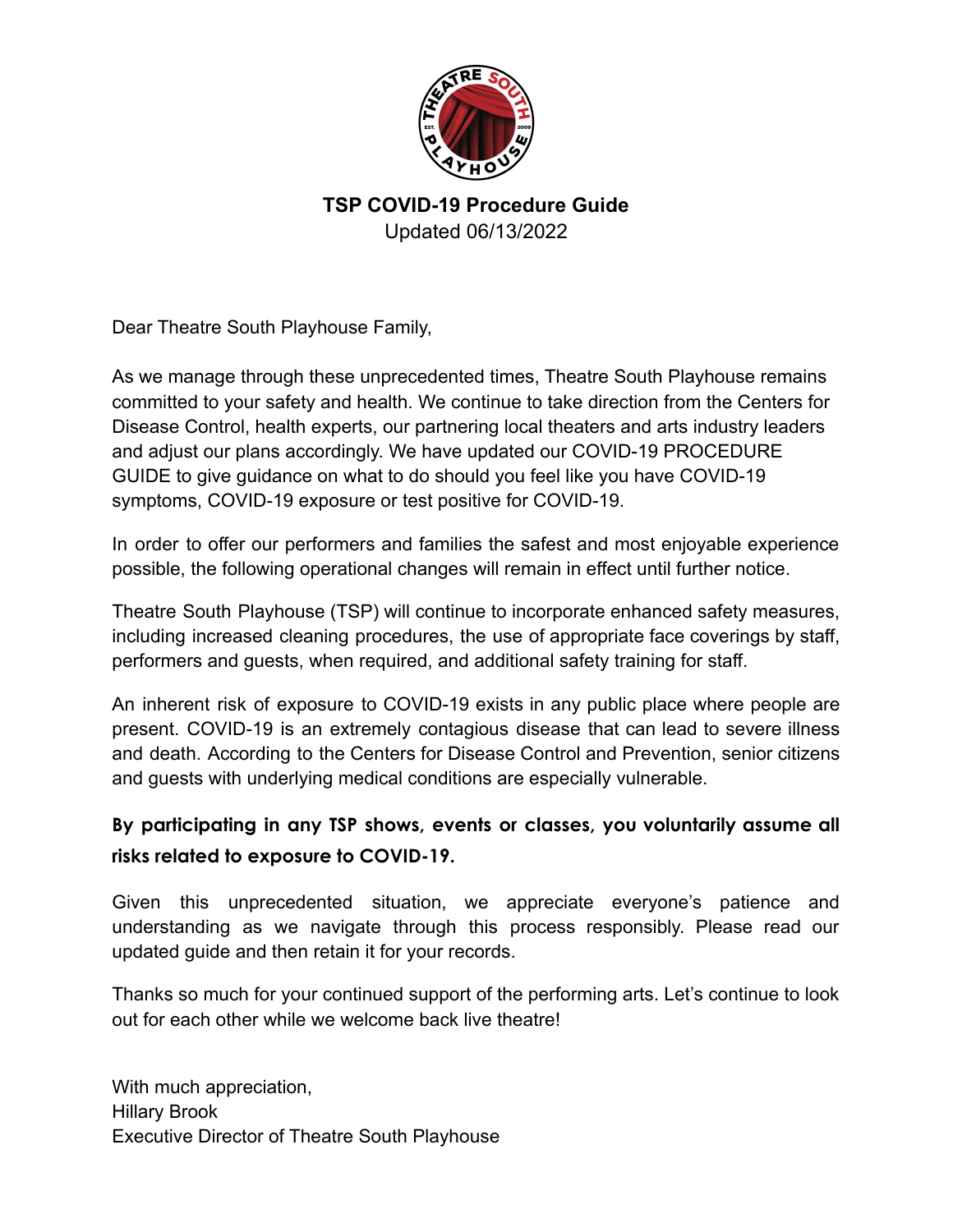# TSP COVID-19 Procedure Guide

Updated 06/13/2022

Dear Theatre South Playhouse Family,

As we manage through these unprecedented times, Theatre South Playhouse remains committed to your safety and health. We continue to take direction from the Centers for Disease Control, health experts, our partnering local theaters and arts industry leaders and adjust our plans accordingly. We have updated our COVID-19 PROCEDURE GUIDE to give guidance on what to do should you feel like you have COVID-19 symptoms, COVID-19 exposure or test positive for COVID-19.

In order to offer our performers and families the safest and most enjoyable experience possible, the following operational changes will remain in effect until further notice.

Theatre South Playhouse (TSP) will continue to incorporate enhanced safety measures, including increased cleaning procedures, the use of appropriate face coverings by staff, performers and guests, when required, and additional safety training for staff.

An inherent risk of exposure to COVID-19 exists in any public place where people are present. COVID-19 is an extremely contagious disease that can lead to severe illness and death. According to the Centers for Disease Control and Prevention, senior citizens and guests with underlying medical conditions are especially vulnerable.

**By participating in any TSP shows, events or classes, you voluntarily assume all risks related to exposure to COVID-19.**

Given this unprecedented situation, we appreciate everyone's patience and understanding as we navigate through this process responsibly. Please read our updated guide and then retain it for your records.

Thanks so much for your continued support of the performing arts. Let's continue to look out for each other while we welcome back live theatre!

With much appreciation,
Hillary Brook
Executive Director of Theatre South Playhouse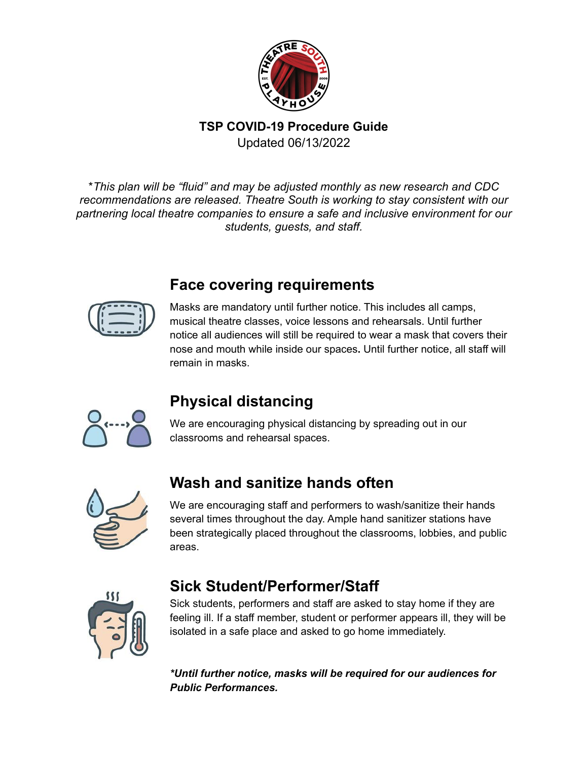**TSP COVID-19 Procedure Guide**
Updated 06/13/2022

*\*This plan will be "fluid" and may be adjusted monthly as new research and CDC recommendations are released. Theatre South is working to stay consistent with our partnering local theatre companies to ensure a safe and inclusive environment for our students, guests, and staff.*

## Face covering requirements

Masks are mandatory until further notice. This includes all camps, musical theatre classes, voice lessons and rehearsals. Until further notice all audiences will still be required to wear a mask that covers their nose and mouth while inside our spaces**.** Until further notice, all staff will remain in masks.

## Physical distancing

We are encouraging physical distancing by spreading out in our classrooms and rehearsal spaces.

## Wash and sanitize hands often

We are encouraging staff and performers to wash/sanitize their hands several times throughout the day. Ample hand sanitizer stations have been strategically placed throughout the classrooms, lobbies, and public areas.

## Sick Student/Performer/Staff

Sick students, performers and staff are asked to stay home if they are feeling ill. If a staff member, student or performer appears ill, they will be isolated in a safe place and asked to go home immediately.

***\*Until further notice, masks will be required for our audiences for Public Performances.***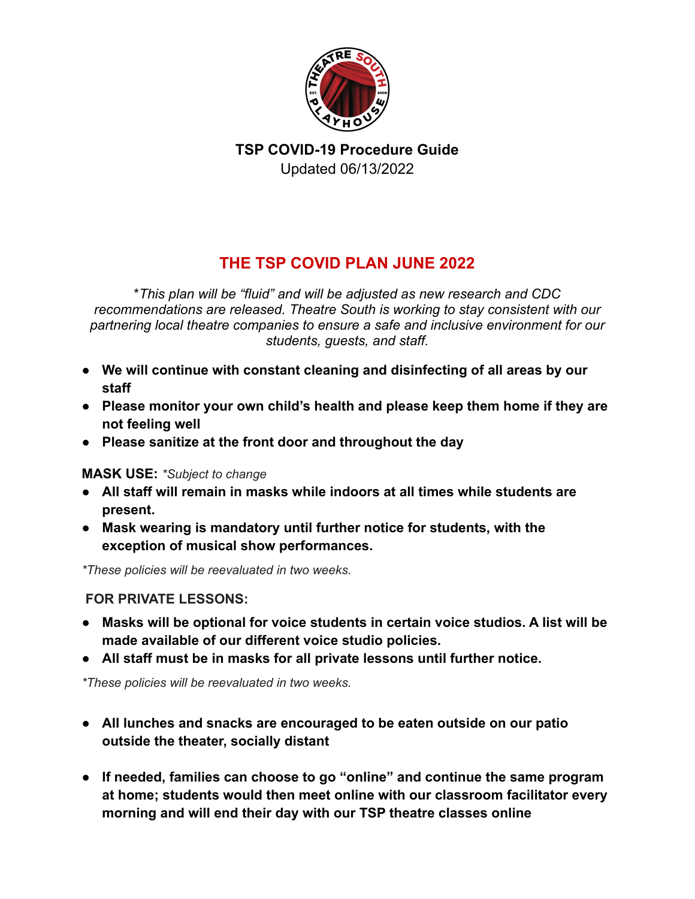**TSP COVID-19 Procedure Guide**
Updated 06/13/2022

## THE TSP COVID PLAN JUNE 2022

*\*This plan will be "fluid" and will be adjusted as new research and CDC recommendations are released. Theatre South is working to stay consistent with our partnering local theatre companies to ensure a safe and inclusive environment for our students, guests, and staff.*

- **We will continue with constant cleaning and disinfecting of all areas by our staff**
- **Please monitor your own child's health and please keep them home if they are not feeling well**
- **Please sanitize at the front door and throughout the day**

**MASK USE:** *\*Subject to change*

- **All staff will remain in masks while indoors at all times while students are present.**
- **Mask wearing is mandatory until further notice for students, with the exception of musical show performances.**

*\*These policies will be reevaluated in two weeks.*

**FOR PRIVATE LESSONS:**

- **Masks will be optional for voice students in certain voice studios. A list will be made available of our different voice studio policies.**
- **All staff must be in masks for all private lessons until further notice.**

*\*These policies will be reevaluated in two weeks.*

- **All lunches and snacks are encouraged to be eaten outside on our patio outside the theater, socially distant**

- **If needed, families can choose to go "online" and continue the same program at home; students would then meet online with our classroom facilitator every morning and will end their day with our TSP theatre classes online**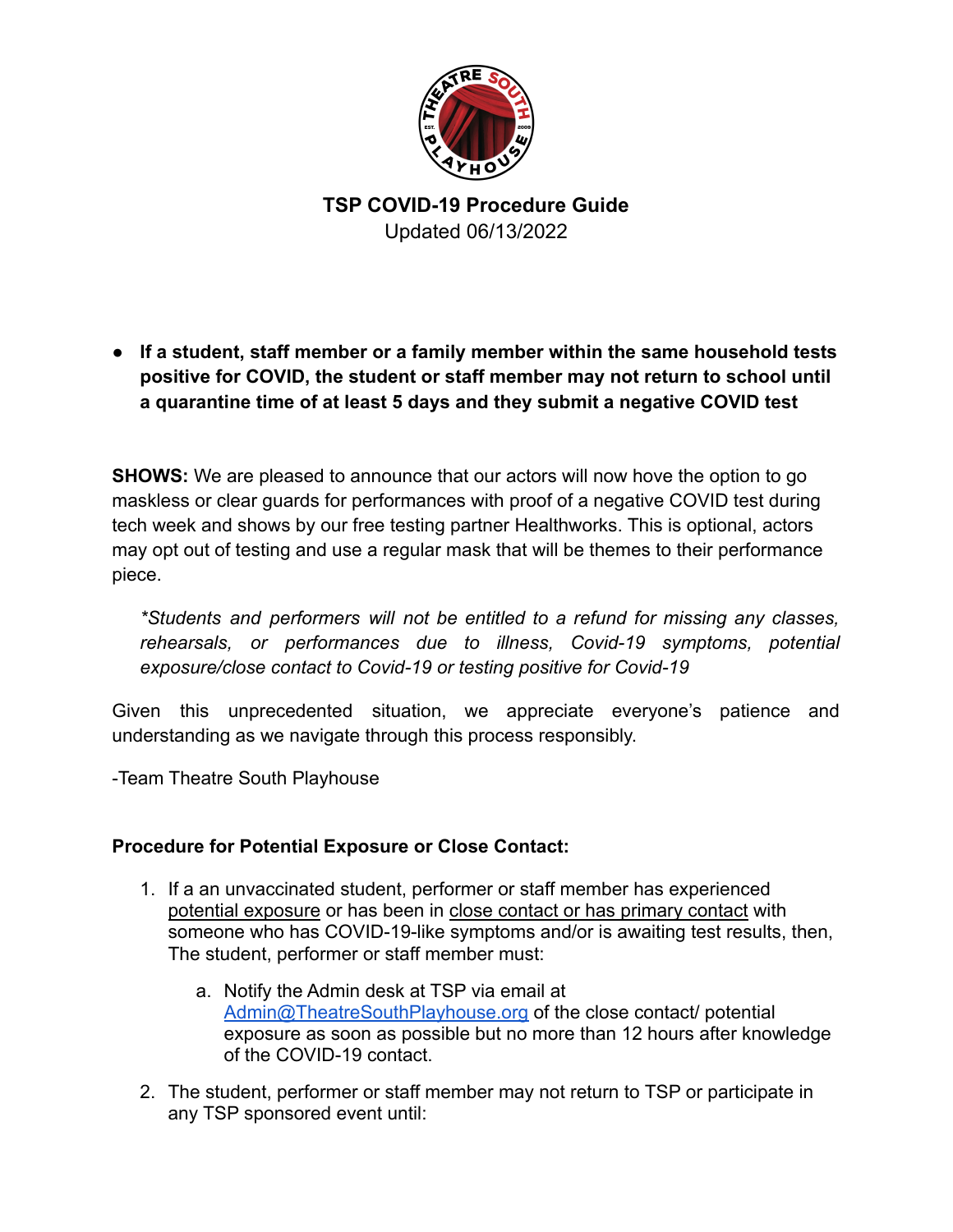**TSP COVID-19 Procedure Guide**
Updated 06/13/2022

- **If a student, staff member or a family member within the same household tests positive for COVID, the student or staff member may not return to school until a quarantine time of at least 5 days and they submit a negative COVID test**

**SHOWS:** We are pleased to announce that our actors will now hove the option to go maskless or clear guards for performances with proof of a negative COVID test during tech week and shows by our free testing partner Healthworks. This is optional, actors may opt out of testing and use a regular mask that will be themes to their performance piece.

> *\*Students and performers will not be entitled to a refund for missing any classes, rehearsals, or performances due to illness, Covid-19 symptoms, potential exposure/close contact to Covid-19 or testing positive for Covid-19*

Given this unprecedented situation, we appreciate everyone's patience and understanding as we navigate through this process responsibly.

-Team Theatre South Playhouse

**Procedure for Potential Exposure or Close Contact:**

1. If a an unvaccinated student, performer or staff member has experienced potential exposure or has been in close contact or has primary contact with someone who has COVID-19-like symptoms and/or is awaiting test results, then, The student, performer or staff member must:
   a. Notify the Admin desk at TSP via email at [Admin@TheatreSouthPlayhouse.org](mailto:Admin@TheatreSouthPlayhouse.org) of the close contact/ potential exposure as soon as possible but no more than 12 hours after knowledge of the COVID-19 contact.
2. The student, performer or staff member may not return to TSP or participate in any TSP sponsored event until: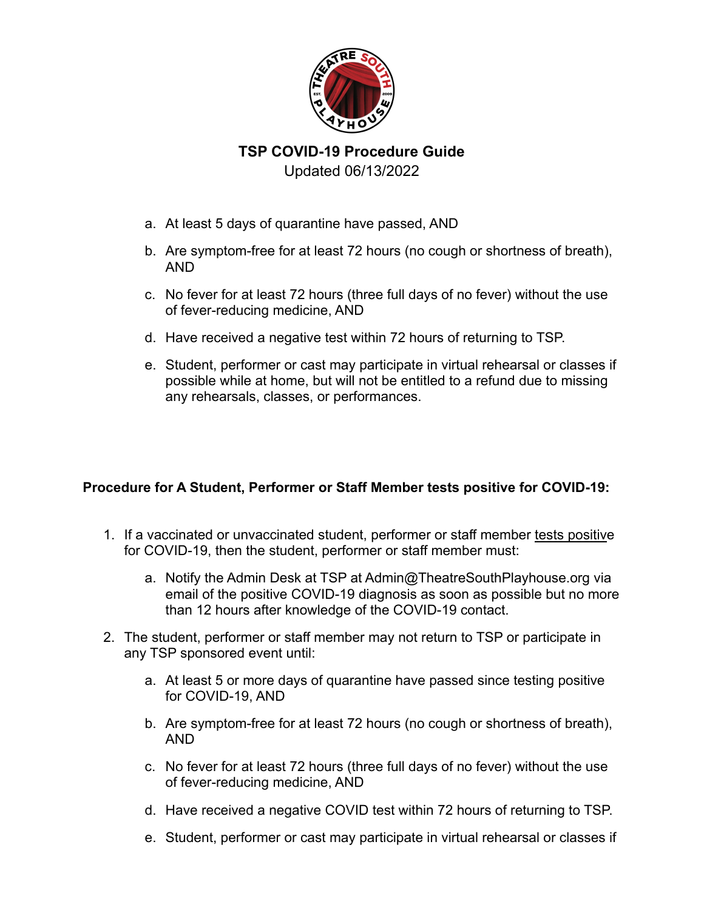**TSP COVID-19 Procedure Guide**
Updated 06/13/2022

a. At least 5 days of quarantine have passed, AND

b. Are symptom-free for at least 72 hours (no cough or shortness of breath), AND

c. No fever for at least 72 hours (three full days of no fever) without the use of fever-reducing medicine, AND

d. Have received a negative test within 72 hours of returning to TSP.

e. Student, performer or cast may participate in virtual rehearsal or classes if possible while at home, but will not be entitled to a refund due to missing any rehearsals, classes, or performances.

**Procedure for A Student, Performer or Staff Member tests positive for COVID-19:**

1. If a vaccinated or unvaccinated student, performer or staff member tests positive for COVID-19, then the student, performer or staff member must:
   a. Notify the Admin Desk at TSP at Admin@TheatreSouthPlayhouse.org via email of the positive COVID-19 diagnosis as soon as possible but no more than 12 hours after knowledge of the COVID-19 contact.
2. The student, performer or staff member may not return to TSP or participate in any TSP sponsored event until:
   a. At least 5 or more days of quarantine have passed since testing positive for COVID-19, AND
   b. Are symptom-free for at least 72 hours (no cough or shortness of breath), AND
   c. No fever for at least 72 hours (three full days of no fever) without the use of fever-reducing medicine, AND
   d. Have received a negative COVID test within 72 hours of returning to TSP.
   e. Student, performer or cast may participate in virtual rehearsal or classes if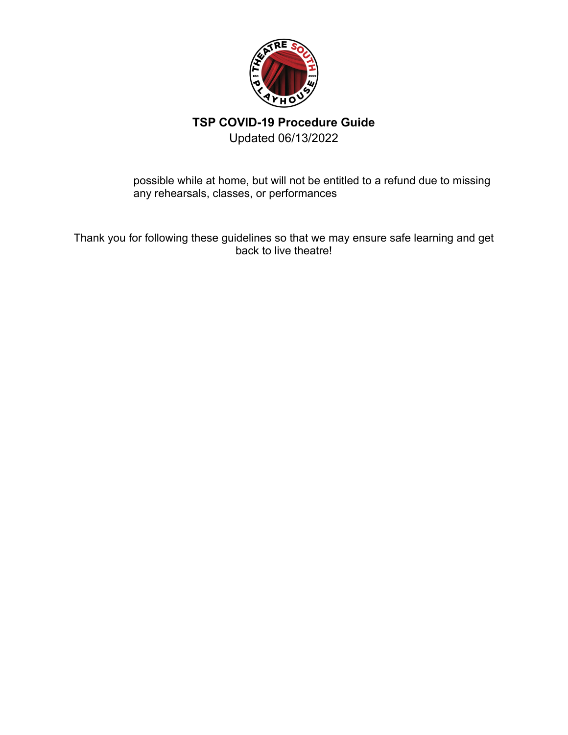possible while at home, but will not be entitled to a refund due to missing any rehearsals, classes, or performances

Thank you for following these guidelines so that we may ensure safe learning and get back to live theatre!